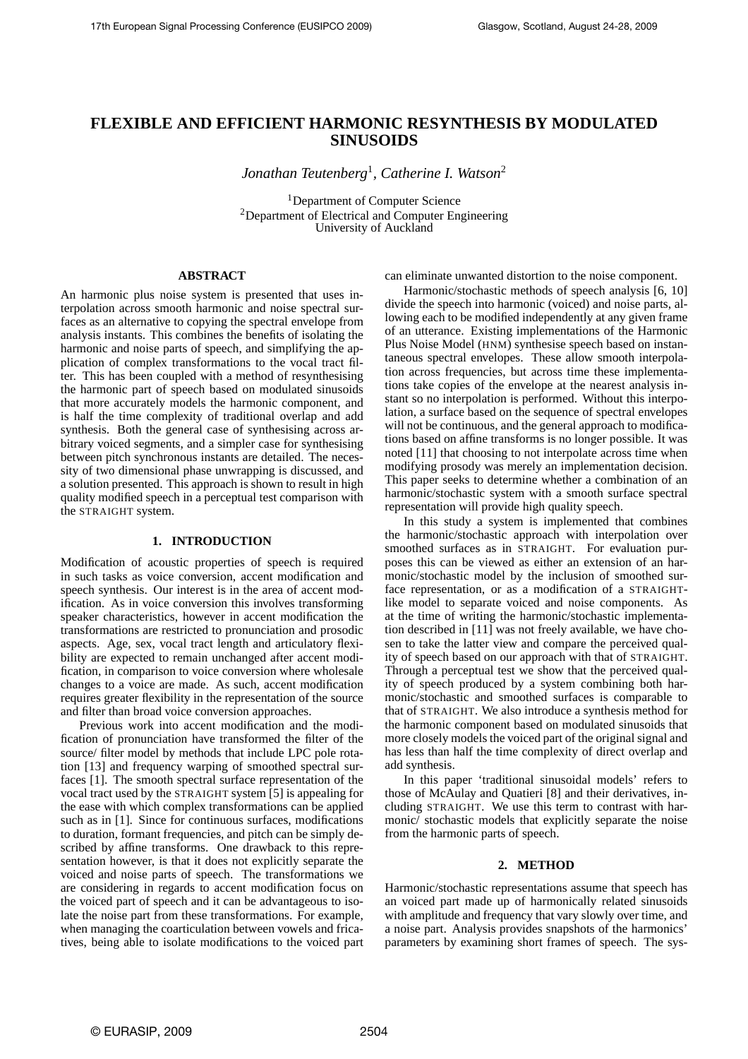# FLEXIBLE AND EFFICIENT HARMONIC RESYNTHESIS BY MODULATED SINUSOIDS

*Jonathan Teutenberg*[1], *Catherine I. Watson*[2]

[1]Department of Computer Science
[2]Department of Electrical and Computer Engineering
University of Auckland

### ABSTRACT

An harmonic plus noise system is presented that uses interpolation across smooth harmonic and noise spectral surfaces as an alternative to copying the spectral envelope from analysis instants. This combines the benefits of isolating the harmonic and noise parts of speech, and simplifying the application of complex transformations to the vocal tract filter. This has been coupled with a method of resynthesising the harmonic part of speech based on modulated sinusoids that more accurately models the harmonic component, and is half the time complexity of traditional overlap and add synthesis. Both the general case of synthesising across arbitrary voiced segments, and a simpler case for synthesising between pitch synchronous instants are detailed. The necessity of two dimensional phase unwrapping is discussed, and a solution presented. This approach is shown to result in high quality modified speech in a perceptual test comparison with the STRAIGHT system.

## 1. INTRODUCTION

Modification of acoustic properties of speech is required in such tasks as voice conversion, accent modification and speech synthesis. Our interest is in the area of accent modification. As in voice conversion this involves transforming speaker characteristics, however in accent modification the transformations are restricted to pronunciation and prosodic aspects. Age, sex, vocal tract length and articulatory flexibility are expected to remain unchanged after accent modification, in comparison to voice conversion where wholesale changes to a voice are made. As such, accent modification requires greater flexibility in the representation of the source and filter than broad voice conversion approaches.

Previous work into accent modification and the modification of pronunciation have transformed the filter of the source/ filter model by methods that include LPC pole rotation [13] and frequency warping of smoothed spectral surfaces [1]. The smooth spectral surface representation of the vocal tract used by the STRAIGHT system [5] is appealing for the ease with which complex transformations can be applied such as in [1]. Since for continuous surfaces, modifications to duration, formant frequencies, and pitch can be simply described by affine transforms. One drawback to this representation however, is that it does not explicitly separate the voiced and noise parts of speech. The transformations we are considering in regards to accent modification focus on the voiced part of speech and it can be advantageous to isolate the noise part from these transformations. For example, when managing the coarticulation between vowels and fricatives, being able to isolate modifications to the voiced part can eliminate unwanted distortion to the noise component.

Harmonic/stochastic methods of speech analysis [6, 10] divide the speech into harmonic (voiced) and noise parts, allowing each to be modified independently at any given frame of an utterance. Existing implementations of the Harmonic Plus Noise Model (HNM) synthesise speech based on instantaneous spectral envelopes. These allow smooth interpolation across frequencies, but across time these implementations take copies of the envelope at the nearest analysis instant so no interpolation is performed. Without this interpolation, a surface based on the sequence of spectral envelopes will not be continuous, and the general approach to modifications based on affine transforms is no longer possible. It was noted [11] that choosing to not interpolate across time when modifying prosody was merely an implementation decision. This paper seeks to determine whether a combination of an harmonic/stochastic system with a smooth surface spectral representation will provide high quality speech.

In this study a system is implemented that combines the harmonic/stochastic approach with interpolation over smoothed surfaces as in STRAIGHT. For evaluation purposes this can be viewed as either an extension of an harmonic/stochastic model by the inclusion of smoothed surface representation, or as a modification of a STRAIGHT-like model to separate voiced and noise components. As at the time of writing the harmonic/stochastic implementation described in [11] was not freely available, we have chosen to take the latter view and compare the perceived quality of speech based on our approach with that of STRAIGHT. Through a perceptual test we show that the perceived quality of speech produced by a system combining both harmonic/stochastic and smoothed surfaces is comparable to that of STRAIGHT. We also introduce a synthesis method for the harmonic component based on modulated sinusoids that more closely models the voiced part of the original signal and has less than half the time complexity of direct overlap and add synthesis.

In this paper 'traditional sinusoidal models' refers to those of McAulay and Quatieri [8] and their derivatives, including STRAIGHT. We use this term to contrast with harmonic/ stochastic models that explicitly separate the noise from the harmonic parts of speech.

## 2. METHOD

Harmonic/stochastic representations assume that speech has an voiced part made up of harmonically related sinusoids with amplitude and frequency that vary slowly over time, and a noise part. Analysis provides snapshots of the harmonics' parameters by examining short frames of speech. The sys-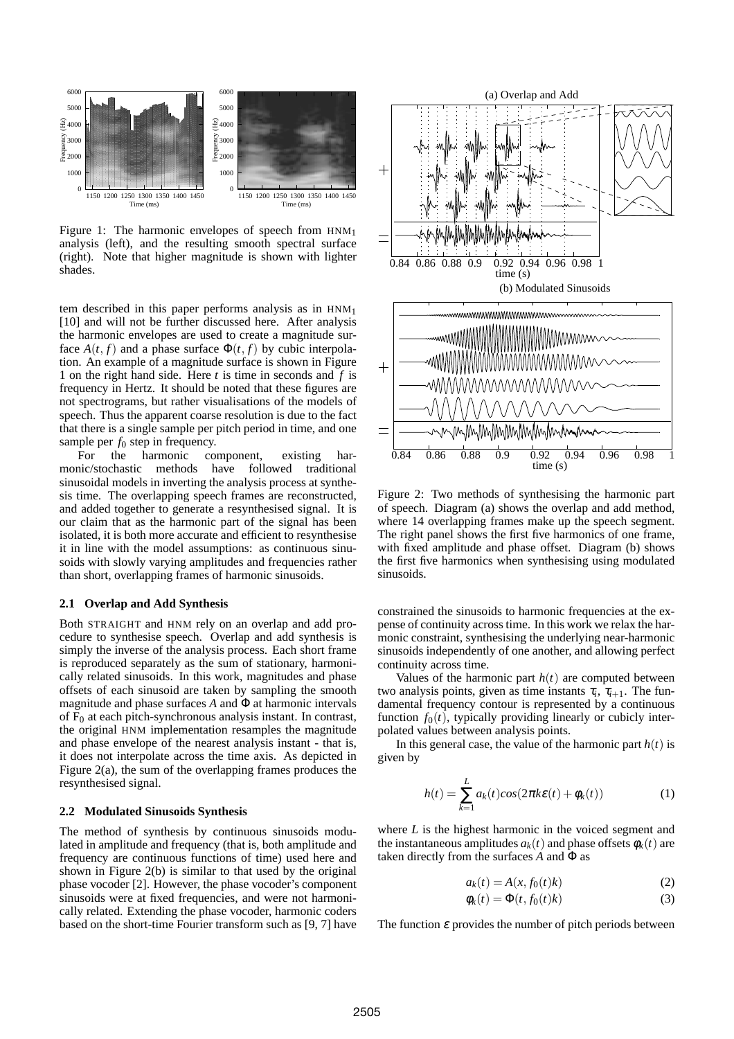Figure 1: The harmonic envelopes of speech from $\text{HNM}_1$ analysis (left), and the resulting smooth spectral surface (right). Note that higher magnitude is shown with lighter shades.

tem described in this paper performs analysis as in $\text{HNM}_1$ [10] and will not be further discussed here. After analysis the harmonic envelopes are used to create a magnitude surface $A(t, f)$ and a phase surface $\Phi(t, f)$ by cubic interpolation. An example of a magnitude surface is shown in Figure 1 on the right hand side. Here $t$ is time in seconds and $f$ is frequency in Hertz. It should be noted that these figures are not spectrograms, but rather visualisations of the models of speech. Thus the apparent coarse resolution is due to the fact that there is a single sample per pitch period in time, and one sample per $f_0$ step in frequency.

For the harmonic component, existing harmonic/stochastic methods have followed traditional sinusoidal models in inverting the analysis process at synthesis time. The overlapping speech frames are reconstructed, and added together to generate a resynthesised signal. It is our claim that as the harmonic part of the signal has been isolated, it is both more accurate and efficient to resynthesise it in line with the model assumptions: as continuous sinusoids with slowly varying amplitudes and frequencies rather than short, overlapping frames of harmonic sinusoids.

### 2.1 Overlap and Add Synthesis

Both STRAIGHT and HNM rely on an overlap and add procedure to synthesise speech. Overlap and add synthesis is simply the inverse of the analysis process. Each short frame is reproduced separately as the sum of stationary, harmonically related sinusoids. In this work, magnitudes and phase offsets of each sinusoid are taken by sampling the smooth magnitude and phase surfaces $A$ and $\Phi$ at harmonic intervals of $F_0$ at each pitch-synchronous analysis instant. In contrast, the original HNM implementation resamples the magnitude and phase envelope of the nearest analysis instant - that is, it does not interpolate across the time axis. As depicted in Figure 2(a), the sum of the overlapping frames produces the resynthesised signal.

### 2.2 Modulated Sinusoids Synthesis

The method of synthesis by continuous sinusoids modulated in amplitude and frequency (that is, both amplitude and frequency are continuous functions of time) used here and shown in Figure 2(b) is similar to that used by the original phase vocoder [2]. However, the phase vocoder's component sinusoids were at fixed frequencies, and were not harmonically related. Extending the phase vocoder, harmonic coders based on the short-time Fourier transform such as [9, 7] have

Figure 2: Two methods of synthesising the harmonic part of speech. Diagram (a) shows the overlap and add method, where 14 overlapping frames make up the speech segment. The right panel shows the first five harmonics of one frame, with fixed amplitude and phase offset. Diagram (b) shows the first five harmonics when synthesising using modulated sinusoids.

constrained the sinusoids to harmonic frequencies at the expense of continuity across time. In this work we relax the harmonic constraint, synthesising the underlying near-harmonic sinusoids independently of one another, and allowing perfect continuity across time.

Values of the harmonic part $h(t)$ are computed between two analysis points, given as time instants $\tau_i$, $\tau_{i+1}$. The fundamental frequency contour is represented by a continuous function $f_0(t)$, typically providing linearly or cubicly interpolated values between analysis points.

In this general case, the value of the harmonic part $h(t)$ is given by

$$h(t) = \sum_{k=1}^{L} a_k(t) cos(2\pi k \varepsilon(t) + \phi_k(t)) \tag{1}$$

where $L$ is the highest harmonic in the voiced segment and the instantaneous amplitudes $a_k(t)$ and phase offsets $\phi_k(t)$ are taken directly from the surfaces $A$ and $\Phi$ as

$$a_k(t) = A(x, f_0(t)k) \tag{2}$$

$$\phi_k(t) = \Phi(t, f_0(t)k) \tag{3}$$

The function $\varepsilon$ provides the number of pitch periods between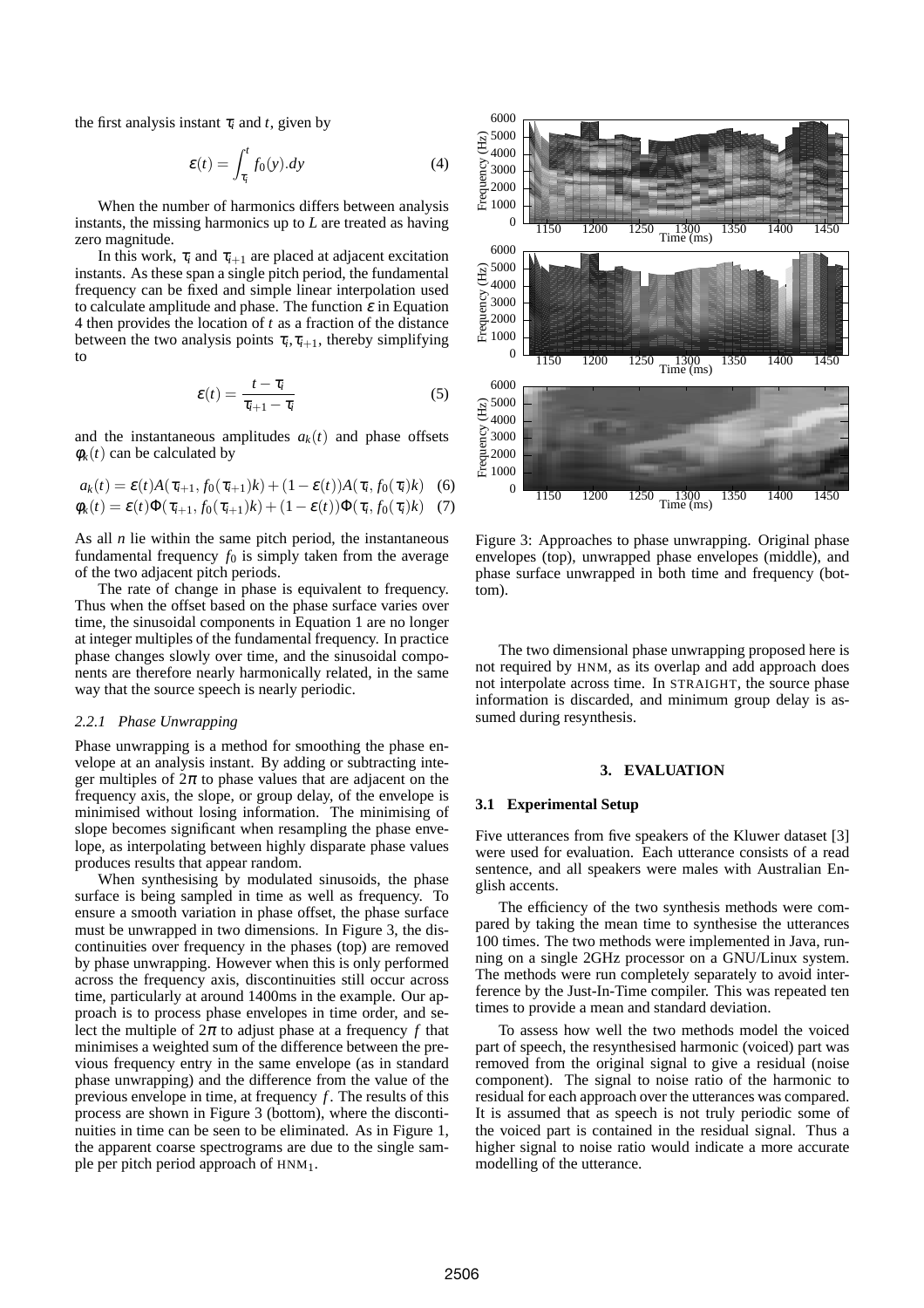the first analysis instant $\tau_i$ and $t$, given by

$$\varepsilon(t) = \int_{\tau_i}^{t} f_0(y).dy \tag{4}$$

When the number of harmonics differs between analysis instants, the missing harmonics up to $L$ are treated as having zero magnitude.

In this work, $\tau_i$ and $\tau_{i+1}$ are placed at adjacent excitation instants. As these span a single pitch period, the fundamental frequency can be fixed and simple linear interpolation used to calculate amplitude and phase. The function $\varepsilon$ in Equation 4 then provides the location of $t$ as a fraction of the distance between the two analysis points $\tau_i, \tau_{i+1}$, thereby simplifying to

$$\varepsilon(t) = \frac{t - \tau_i}{\tau_{i+1} - \tau_i} \tag{5}$$

and the instantaneous amplitudes $a_k(t)$ and phase offsets $\phi_k(t)$ can be calculated by

$$a_k(t) = \varepsilon(t)A(\tau_{i+1}, f_0(\tau_{i+1})k) + (1 - \varepsilon(t))A(\tau_i, f_0(\tau_i)k) \tag{6}$$

$$\phi_k(t) = \varepsilon(t)\Phi(\tau_{i+1}, f_0(\tau_{i+1})k) + (1 - \varepsilon(t))\Phi(\tau_i, f_0(\tau_i)k) \tag{7}$$

As all $n$ lie within the same pitch period, the instantaneous fundamental frequency $f_0$ is simply taken from the average of the two adjacent pitch periods.

The rate of change in phase is equivalent to frequency. Thus when the offset based on the phase surface varies over time, the sinusoidal components in Equation 1 are no longer at integer multiples of the fundamental frequency. In practice phase changes slowly over time, and the sinusoidal components are therefore nearly harmonically related, in the same way that the source speech is nearly periodic.

#### *2.2.1 Phase Unwrapping*

Phase unwrapping is a method for smoothing the phase envelope at an analysis instant. By adding or subtracting integer multiples of $2\pi$ to phase values that are adjacent on the frequency axis, the slope, or group delay, of the envelope is minimised without losing information. The minimising of slope becomes significant when resampling the phase envelope, as interpolating between highly disparate phase values produces results that appear random.

When synthesising by modulated sinusoids, the phase surface is being sampled in time as well as frequency. To ensure a smooth variation in phase offset, the phase surface must be unwrapped in two dimensions. In Figure 3, the discontinuities over frequency in the phases (top) are removed by phase unwrapping. However when this is only performed across the frequency axis, discontinuities still occur across time, particularly at around 1400ms in the example. Our approach is to process phase envelopes in time order, and select the multiple of $2\pi$ to adjust phase at a frequency $f$ that minimises a weighted sum of the difference between the previous frequency entry in the same envelope (as in standard phase unwrapping) and the difference from the value of the previous envelope in time, at frequency $f$. The results of this process are shown in Figure 3 (bottom), where the discontinuities in time can be seen to be eliminated. As in Figure 1, the apparent coarse spectrograms are due to the single sample per pitch period approach of HNM$_1$.

Figure 3: Approaches to phase unwrapping. Original phase envelopes (top), unwrapped phase envelopes (middle), and phase surface unwrapped in both time and frequency (bottom).

The two dimensional phase unwrapping proposed here is not required by HNM, as its overlap and add approach does not interpolate across time. In STRAIGHT, the source phase information is discarded, and minimum group delay is assumed during resynthesis.

## 3. EVALUATION

### 3.1 Experimental Setup

Five utterances from five speakers of the Kluwer dataset [3] were used for evaluation. Each utterance consists of a read sentence, and all speakers were males with Australian English accents.

The efficiency of the two synthesis methods were compared by taking the mean time to synthesise the utterances 100 times. The two methods were implemented in Java, running on a single 2GHz processor on a GNU/Linux system. The methods were run completely separately to avoid interference by the Just-In-Time compiler. This was repeated ten times to provide a mean and standard deviation.

To assess how well the two methods model the voiced part of speech, the resynthesised harmonic (voiced) part was removed from the original signal to give a residual (noise component). The signal to noise ratio of the harmonic to residual for each approach over the utterances was compared. It is assumed that as speech is not truly periodic some of the voiced part is contained in the residual signal. Thus a higher signal to noise ratio would indicate a more accurate modelling of the utterance.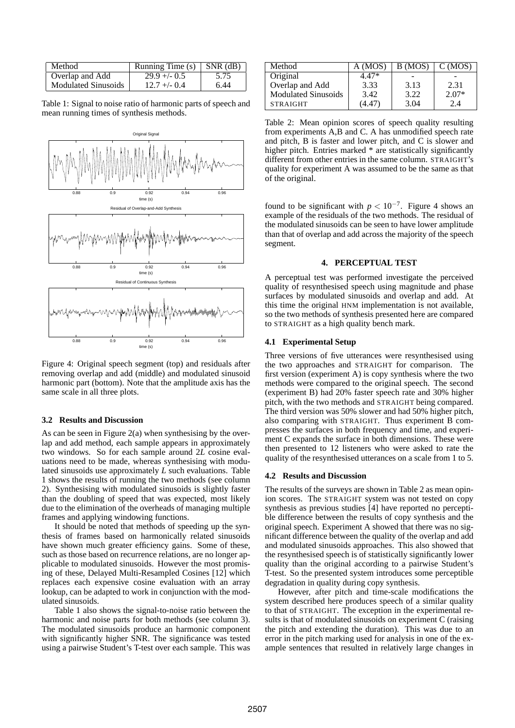| Method | Running Time (s) | SNR (dB) |
|---|---|---|
| Overlap and Add | 29.9 +/- 0.5 | 5.75 |
| Modulated Sinusoids | 12.7 +/- 0.4 | 6.44 |

Table 1: Signal to noise ratio of harmonic parts of speech and mean running times of synthesis methods.

Figure 4: Original speech segment (top) and residuals after removing overlap and add (middle) and modulated sinusoid harmonic part (bottom). Note that the amplitude axis has the same scale in all three plots.

### 3.2 Results and Discussion

As can be seen in Figure 2(a) when synthesising by the overlap and add method, each sample appears in approximately two windows. So for each sample around $2L$ cosine evaluations need to be made, whereas synthesising with modulated sinusoids use approximately $L$ such evaluations. Table 1 shows the results of running the two methods (see column 2). Synthesising with modulated sinusoids is slightly faster than the doubling of speed that was expected, most likely due to the elimination of the overheads of managing multiple frames and applying windowing functions.

It should be noted that methods of speeding up the synthesis of frames based on harmonically related sinusoids have shown much greater efficiency gains. Some of these, such as those based on recurrence relations, are no longer applicable to modulated sinusoids. However the most promising of these, Delayed Multi-Resampled Cosines [12] which replaces each expensive cosine evaluation with an array lookup, can be adapted to work in conjunction with the modulated sinusoids.

Table 1 also shows the signal-to-noise ratio between the harmonic and noise parts for both methods (see column 3). The modulated sinusoids produce an harmonic component with significantly higher SNR. The significance was tested using a pairwise Student's T-test over each sample. This was found to be significant with $p < 10^{-7}$. Figure 4 shows an example of the residuals of the two methods. The residual of the modulated sinusoids can be seen to have lower amplitude than that of overlap and add across the majority of the speech segment.

| Method | A (MOS) | B (MOS) | C (MOS) |
|---|---|---|---|
| Original | 4.47* | - | - |
| Overlap and Add | 3.33 | 3.13 | 2.31 |
| Modulated Sinusoids | 3.42 | 3.22 | 2.07* |
| STRAIGHT | (4.47) | 3.04 | 2.4 |

Table 2: Mean opinion scores of speech quality resulting from experiments A,B and C. A has unmodified speech rate and pitch, B is faster and lower pitch, and C is slower and higher pitch. Entries marked * are statistically significantly different from other entries in the same column. STRAIGHT's quality for experiment A was assumed to be the same as that of the original.

## 4. PERCEPTUAL TEST

A perceptual test was performed investigate the perceived quality of resynthesised speech using magnitude and phase surfaces by modulated sinusoids and overlap and add. At this time the original HNM implementation is not available, so the two methods of synthesis presented here are compared to STRAIGHT as a high quality bench mark.

### 4.1 Experimental Setup

Three versions of five utterances were resynthesised using the two approaches and STRAIGHT for comparison. The first version (experiment A) is copy synthesis where the two methods were compared to the original speech. The second (experiment B) had 20% faster speech rate and 30% higher pitch, with the two methods and STRAIGHT being compared. The third version was 50% slower and had 50% higher pitch, also comparing with STRAIGHT. Thus experiment B compresses the surfaces in both frequency and time, and experiment C expands the surface in both dimensions. These were then presented to 12 listeners who were asked to rate the quality of the resynthesised utterances on a scale from 1 to 5.

### 4.2 Results and Discussion

The results of the surveys are shown in Table 2 as mean opinion scores. The STRAIGHT system was not tested on copy synthesis as previous studies [4] have reported no perceptible difference between the results of copy synthesis and the original speech. Experiment A showed that there was no significant difference between the quality of the overlap and add and modulated sinusoids approaches. This also showed that the resynthesised speech is of statistically significantly lower quality than the original according to a pairwise Student's T-test. So the presented system introduces some perceptible degradation in quality during copy synthesis.

However, after pitch and time-scale modifications the system described here produces speech of a similar quality to that of STRAIGHT. The exception in the experimental results is that of modulated sinusoids on experiment C (raising the pitch and extending the duration). This was due to an error in the pitch marking used for analysis in one of the example sentences that resulted in relatively large changes in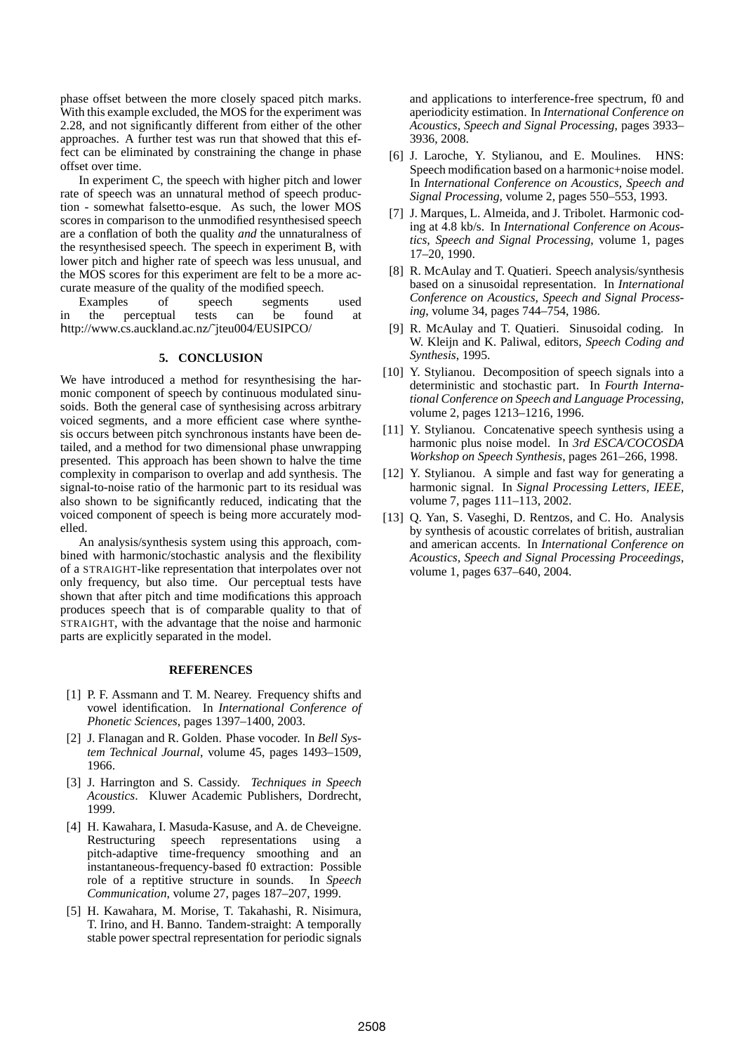phase offset between the more closely spaced pitch marks. With this example excluded, the MOS for the experiment was 2.28, and not significantly different from either of the other approaches. A further test was run that showed that this effect can be eliminated by constraining the change in phase offset over time.

In experiment C, the speech with higher pitch and lower rate of speech was an unnatural method of speech production - somewhat falsetto-esque. As such, the lower MOS scores in comparison to the unmodified resynthesised speech are a conflation of both the quality *and* the unnaturalness of the resynthesised speech. The speech in experiment B, with lower pitch and higher rate of speech was less unusual, and the MOS scores for this experiment are felt to be a more accurate measure of the quality of the modified speech.

Examples of speech segments used in the perceptual tests can be found at http://www.cs.auckland.ac.nz/˜jteu004/EUSIPCO/

## 5. CONCLUSION

We have introduced a method for resynthesising the harmonic component of speech by continuous modulated sinusoids. Both the general case of synthesising across arbitrary voiced segments, and a more efficient case where synthesis occurs between pitch synchronous instants have been detailed, and a method for two dimensional phase unwrapping presented. This approach has been shown to halve the time complexity in comparison to overlap and add synthesis. The signal-to-noise ratio of the harmonic part to its residual was also shown to be significantly reduced, indicating that the voiced component of speech is being more accurately modelled.

An analysis/synthesis system using this approach, combined with harmonic/stochastic analysis and the flexibility of a STRAIGHT-like representation that interpolates over not only frequency, but also time. Our perceptual tests have shown that after pitch and time modifications this approach produces speech that is of comparable quality to that of STRAIGHT, with the advantage that the noise and harmonic parts are explicitly separated in the model.

## REFERENCES

[1] P. F. Assmann and T. M. Nearey. Frequency shifts and vowel identification. In *International Conference of Phonetic Sciences*, pages 1397–1400, 2003.

[2] J. Flanagan and R. Golden. Phase vocoder. In *Bell System Technical Journal*, volume 45, pages 1493–1509, 1966.

[3] J. Harrington and S. Cassidy. *Techniques in Speech Acoustics*. Kluwer Academic Publishers, Dordrecht, 1999.

[4] H. Kawahara, I. Masuda-Kasuse, and A. de Cheveigne. Restructuring speech representations using a pitch-adaptive time-frequency smoothing and an instantaneous-frequency-based f0 extraction: Possible role of a reptitive structure in sounds. In *Speech Communication*, volume 27, pages 187–207, 1999.

[5] H. Kawahara, M. Morise, T. Takahashi, R. Nisimura, T. Irino, and H. Banno. Tandem-straight: A temporally stable power spectral representation for periodic signals and applications to interference-free spectrum, f0 and aperiodicity estimation. In *International Conference on Acoustics, Speech and Signal Processing*, pages 3933–3936, 2008.

[6] J. Laroche, Y. Stylianou, and E. Moulines. HNS: Speech modification based on a harmonic+noise model. In *International Conference on Acoustics, Speech and Signal Processing*, volume 2, pages 550–553, 1993.

[7] J. Marques, L. Almeida, and J. Tribolet. Harmonic coding at 4.8 kb/s. In *International Conference on Acoustics, Speech and Signal Processing*, volume 1, pages 17–20, 1990.

[8] R. McAulay and T. Quatieri. Speech analysis/synthesis based on a sinusoidal representation. In *International Conference on Acoustics, Speech and Signal Processing*, volume 34, pages 744–754, 1986.

[9] R. McAulay and T. Quatieri. Sinusoidal coding. In W. Kleijn and K. Paliwal, editors, *Speech Coding and Synthesis*, 1995.

[10] Y. Stylianou. Decomposition of speech signals into a deterministic and stochastic part. In *Fourth International Conference on Speech and Language Processing*, volume 2, pages 1213–1216, 1996.

[11] Y. Stylianou. Concatenative speech synthesis using a harmonic plus noise model. In *3rd ESCA/COCOSDA Workshop on Speech Synthesis*, pages 261–266, 1998.

[12] Y. Stylianou. A simple and fast way for generating a harmonic signal. In *Signal Processing Letters, IEEE*, volume 7, pages 111–113, 2002.

[13] Q. Yan, S. Vaseghi, D. Rentzos, and C. Ho. Analysis by synthesis of acoustic correlates of british, australian and american accents. In *International Conference on Acoustics, Speech and Signal Processing Proceedings*, volume 1, pages 637–640, 2004.